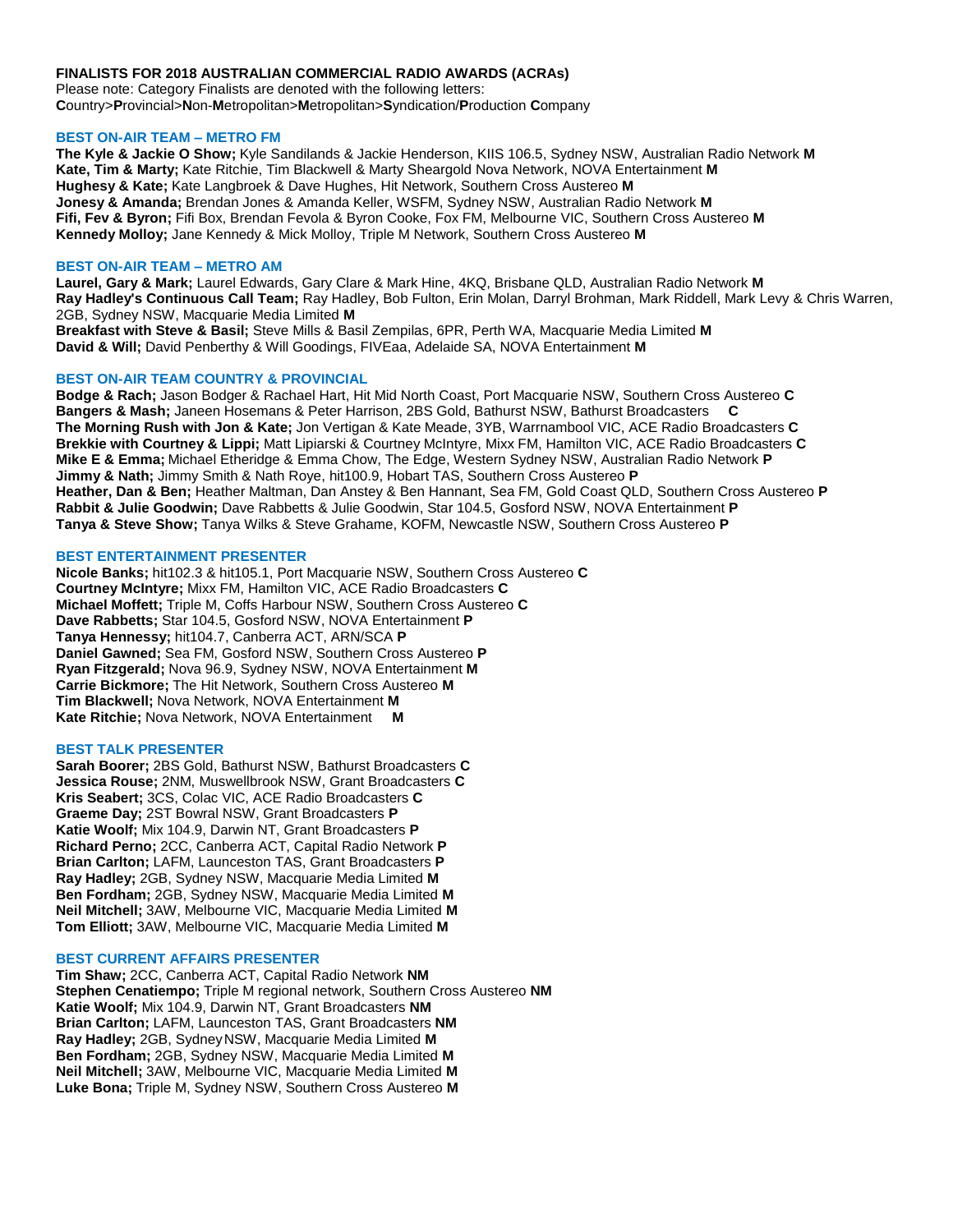**FINALISTS FOR 2018 AUSTRALIAN COMMERCIAL RADIO AWARDS (ACRAs)**
Please note: Category Finalists are denoted with the following letters:
**C**ountry>**P**rovincial>**N**on-**M**etropolitan>**M**etropolitan>**S**yndication/**P**roduction **C**ompany

### BEST ON-AIR TEAM – METRO FM

**The Kyle & Jackie O Show;** Kyle Sandilands & Jackie Henderson, KIIS 106.5, Sydney NSW, Australian Radio Network **M**
**Kate, Tim & Marty;** Kate Ritchie, Tim Blackwell & Marty Sheargold Nova Network, NOVA Entertainment **M**
**Hughesy & Kate;** Kate Langbroek & Dave Hughes, Hit Network, Southern Cross Austereo **M**
**Jonesy & Amanda;** Brendan Jones & Amanda Keller, WSFM, Sydney NSW, Australian Radio Network **M**
**Fifi, Fev & Byron;** Fifi Box, Brendan Fevola & Byron Cooke, Fox FM, Melbourne VIC, Southern Cross Austereo **M**
**Kennedy Molloy;** Jane Kennedy & Mick Molloy, Triple M Network, Southern Cross Austereo **M**

### BEST ON-AIR TEAM – METRO AM

**Laurel, Gary & Mark;** Laurel Edwards, Gary Clare & Mark Hine, 4KQ, Brisbane QLD, Australian Radio Network **M**
**Ray Hadley's Continuous Call Team;** Ray Hadley, Bob Fulton, Erin Molan, Darryl Brohman, Mark Riddell, Mark Levy & Chris Warren, 2GB, Sydney NSW, Macquarie Media Limited **M**
**Breakfast with Steve & Basil;** Steve Mills & Basil Zempilas, 6PR, Perth WA, Macquarie Media Limited **M**
**David & Will;** David Penberthy & Will Goodings, FIVEaa, Adelaide SA, NOVA Entertainment **M**

### BEST ON-AIR TEAM COUNTRY & PROVINCIAL

**Bodge & Rach;** Jason Bodger & Rachael Hart, Hit Mid North Coast, Port Macquarie NSW, Southern Cross Austereo **C**
**Bangers & Mash;** Janeen Hosemans & Peter Harrison, 2BS Gold, Bathurst NSW, Bathurst Broadcasters **C**
**The Morning Rush with Jon & Kate;** Jon Vertigan & Kate Meade, 3YB, Warrnambool VIC, ACE Radio Broadcasters **C**
**Brekkie with Courtney & Lippi;** Matt Lipiarski & Courtney McIntyre, Mixx FM, Hamilton VIC, ACE Radio Broadcasters **C**
**Mike E & Emma;** Michael Etheridge & Emma Chow, The Edge, Western Sydney NSW, Australian Radio Network **P**
**Jimmy & Nath;** Jimmy Smith & Nath Roye, hit100.9, Hobart TAS, Southern Cross Austereo **P**
**Heather, Dan & Ben;** Heather Maltman, Dan Anstey & Ben Hannant, Sea FM, Gold Coast QLD, Southern Cross Austereo **P**
**Rabbit & Julie Goodwin;** Dave Rabbetts & Julie Goodwin, Star 104.5, Gosford NSW, NOVA Entertainment **P**
**Tanya & Steve Show;** Tanya Wilks & Steve Grahame, KOFM, Newcastle NSW, Southern Cross Austereo **P**

### BEST ENTERTAINMENT PRESENTER

**Nicole Banks;** hit102.3 & hit105.1, Port Macquarie NSW, Southern Cross Austereo **C**
**Courtney McIntyre;** Mixx FM, Hamilton VIC, ACE Radio Broadcasters **C**
**Michael Moffett;** Triple M, Coffs Harbour NSW, Southern Cross Austereo **C**
**Dave Rabbetts;** Star 104.5, Gosford NSW, NOVA Entertainment **P**
**Tanya Hennessy;** hit104.7, Canberra ACT, ARN/SCA **P**
**Daniel Gawned;** Sea FM, Gosford NSW, Southern Cross Austereo **P**
**Ryan Fitzgerald;** Nova 96.9, Sydney NSW, NOVA Entertainment **M**
**Carrie Bickmore;** The Hit Network, Southern Cross Austereo **M**
**Tim Blackwell;** Nova Network, NOVA Entertainment **M**
**Kate Ritchie;** Nova Network, NOVA Entertainment **M**

### BEST TALK PRESENTER

**Sarah Boorer;** 2BS Gold, Bathurst NSW, Bathurst Broadcasters **C**
**Jessica Rouse;** 2NM, Muswellbrook NSW, Grant Broadcasters **C**
**Kris Seabert;** 3CS, Colac VIC, ACE Radio Broadcasters **C**
**Graeme Day;** 2ST Bowral NSW, Grant Broadcasters **P**
**Katie Woolf;** Mix 104.9, Darwin NT, Grant Broadcasters **P**
**Richard Perno;** 2CC, Canberra ACT, Capital Radio Network **P**
**Brian Carlton;** LAFM, Launceston TAS, Grant Broadcasters **P**
**Ray Hadley;** 2GB, Sydney NSW, Macquarie Media Limited **M**
**Ben Fordham;** 2GB, Sydney NSW, Macquarie Media Limited **M**
**Neil Mitchell;** 3AW, Melbourne VIC, Macquarie Media Limited **M**
**Tom Elliott;** 3AW, Melbourne VIC, Macquarie Media Limited **M**

### BEST CURRENT AFFAIRS PRESENTER

**Tim Shaw;** 2CC, Canberra ACT, Capital Radio Network **NM**
**Stephen Cenatiempo;** Triple M regional network, Southern Cross Austereo **NM**
**Katie Woolf;** Mix 104.9, Darwin NT, Grant Broadcasters **NM**
**Brian Carlton;** LAFM, Launceston TAS, Grant Broadcasters **NM**
**Ray Hadley;** 2GB, Sydney NSW, Macquarie Media Limited **M**
**Ben Fordham;** 2GB, Sydney NSW, Macquarie Media Limited **M**
**Neil Mitchell;** 3AW, Melbourne VIC, Macquarie Media Limited **M**
**Luke Bona;** Triple M, Sydney NSW, Southern Cross Austereo **M**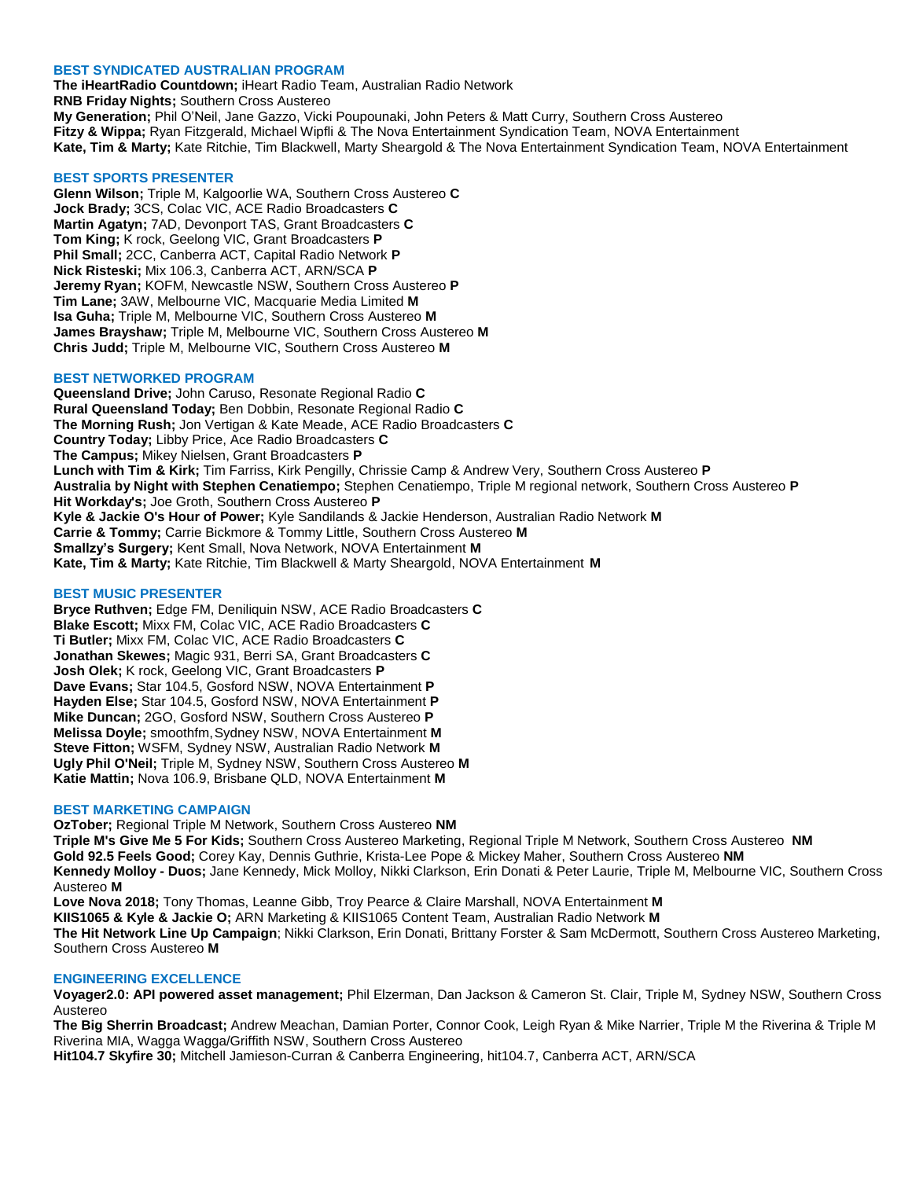## BEST SYNDICATED AUSTRALIAN PROGRAM

**The iHeartRadio Countdown;** iHeart Radio Team, Australian Radio Network
**RNB Friday Nights;** Southern Cross Austereo
**My Generation;** Phil O'Neil, Jane Gazzo, Vicki Poupounaki, John Peters & Matt Curry, Southern Cross Austereo
**Fitzy & Wippa;** Ryan Fitzgerald, Michael Wipfli & The Nova Entertainment Syndication Team, NOVA Entertainment
**Kate, Tim & Marty;** Kate Ritchie, Tim Blackwell, Marty Sheargold & The Nova Entertainment Syndication Team, NOVA Entertainment

## BEST SPORTS PRESENTER

**Glenn Wilson;** Triple M, Kalgoorlie WA, Southern Cross Austereo **C**
**Jock Brady;** 3CS, Colac VIC, ACE Radio Broadcasters **C**
**Martin Agatyn;** 7AD, Devonport TAS, Grant Broadcasters **C**
**Tom King;** K rock, Geelong VIC, Grant Broadcasters **P**
**Phil Small;** 2CC, Canberra ACT, Capital Radio Network **P**
**Nick Risteski;** Mix 106.3, Canberra ACT, ARN/SCA **P**
**Jeremy Ryan;** KOFM, Newcastle NSW, Southern Cross Austereo **P**
**Tim Lane;** 3AW, Melbourne VIC, Macquarie Media Limited **M**
**Isa Guha;** Triple M, Melbourne VIC, Southern Cross Austereo **M**
**James Brayshaw;** Triple M, Melbourne VIC, Southern Cross Austereo **M**
**Chris Judd;** Triple M, Melbourne VIC, Southern Cross Austereo **M**

## BEST NETWORKED PROGRAM

**Queensland Drive;** John Caruso, Resonate Regional Radio **C**
**Rural Queensland Today;** Ben Dobbin, Resonate Regional Radio **C**
**The Morning Rush;** Jon Vertigan & Kate Meade, ACE Radio Broadcasters **C**
**Country Today;** Libby Price, Ace Radio Broadcasters **C**
**The Campus;** Mikey Nielsen, Grant Broadcasters **P**
**Lunch with Tim & Kirk;** Tim Farriss, Kirk Pengilly, Chrissie Camp & Andrew Very, Southern Cross Austereo **P**
**Australia by Night with Stephen Cenatiempo;** Stephen Cenatiempo, Triple M regional network, Southern Cross Austereo **P**
**Hit Workday's;** Joe Groth, Southern Cross Austereo **P**
**Kyle & Jackie O's Hour of Power;** Kyle Sandilands & Jackie Henderson, Australian Radio Network **M**
**Carrie & Tommy;** Carrie Bickmore & Tommy Little, Southern Cross Austereo **M**
**Smallzy's Surgery;** Kent Small, Nova Network, NOVA Entertainment **M**
**Kate, Tim & Marty;** Kate Ritchie, Tim Blackwell & Marty Sheargold, NOVA Entertainment **M**

## BEST MUSIC PRESENTER

**Bryce Ruthven;** Edge FM, Deniliquin NSW, ACE Radio Broadcasters **C**
**Blake Escott;** Mixx FM, Colac VIC, ACE Radio Broadcasters **C**
**Ti Butler;** Mixx FM, Colac VIC, ACE Radio Broadcasters **C**
**Jonathan Skewes;** Magic 931, Berri SA, Grant Broadcasters **C**
**Josh Olek;** K rock, Geelong VIC, Grant Broadcasters **P**
**Dave Evans;** Star 104.5, Gosford NSW, NOVA Entertainment **P**
**Hayden Else;** Star 104.5, Gosford NSW, NOVA Entertainment **P**
**Mike Duncan;** 2GO, Gosford NSW, Southern Cross Austereo **P**
**Melissa Doyle;** smoothfm, Sydney NSW, NOVA Entertainment **M**
**Steve Fitton;** WSFM, Sydney NSW, Australian Radio Network **M**
**Ugly Phil O'Neil;** Triple M, Sydney NSW, Southern Cross Austereo **M**
**Katie Mattin;** Nova 106.9, Brisbane QLD, NOVA Entertainment **M**

## BEST MARKETING CAMPAIGN

**OzTober;** Regional Triple M Network, Southern Cross Austereo **NM**
**Triple M's Give Me 5 For Kids;** Southern Cross Austereo Marketing, Regional Triple M Network, Southern Cross Austereo **NM**
**Gold 92.5 Feels Good;** Corey Kay, Dennis Guthrie, Krista-Lee Pope & Mickey Maher, Southern Cross Austereo **NM**
**Kennedy Molloy - Duos;** Jane Kennedy, Mick Molloy, Nikki Clarkson, Erin Donati & Peter Laurie, Triple M, Melbourne VIC, Southern Cross Austereo **M**
**Love Nova 2018;** Tony Thomas, Leanne Gibb, Troy Pearce & Claire Marshall, NOVA Entertainment **M**
**KIIS1065 & Kyle & Jackie O;** ARN Marketing & KIIS1065 Content Team, Australian Radio Network **M**
**The Hit Network Line Up Campaign**; Nikki Clarkson, Erin Donati, Brittany Forster & Sam McDermott, Southern Cross Austereo Marketing, Southern Cross Austereo **M**

## ENGINEERING EXCELLENCE

**Voyager2.0: API powered asset management;** Phil Elzerman, Dan Jackson & Cameron St. Clair, Triple M, Sydney NSW, Southern Cross Austereo
**The Big Sherrin Broadcast;** Andrew Meachan, Damian Porter, Connor Cook, Leigh Ryan & Mike Narrier, Triple M the Riverina & Triple M Riverina MIA, Wagga Wagga/Griffith NSW, Southern Cross Austereo
**Hit104.7 Skyfire 30;** Mitchell Jamieson-Curran & Canberra Engineering, hit104.7, Canberra ACT, ARN/SCA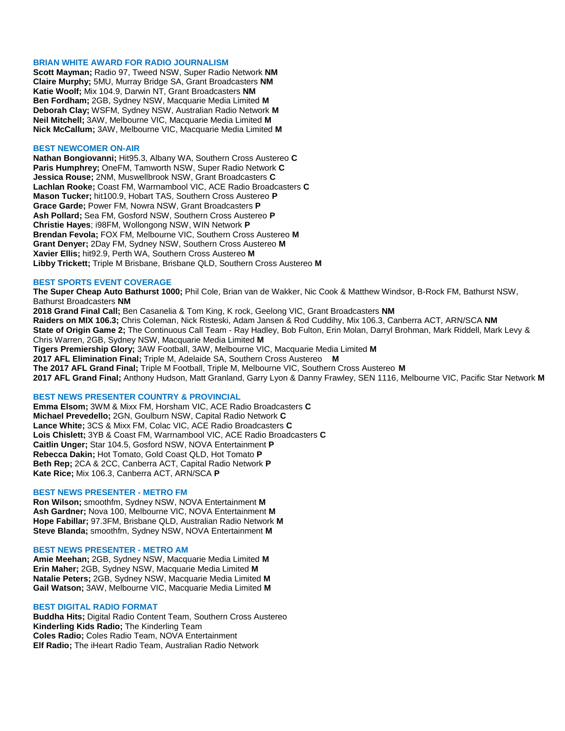## BRIAN WHITE AWARD FOR RADIO JOURNALISM

**Scott Mayman;** Radio 97, Tweed NSW, Super Radio Network **NM**
**Claire Murphy;** 5MU, Murray Bridge SA, Grant Broadcasters **NM**
**Katie Woolf;** Mix 104.9, Darwin NT, Grant Broadcasters **NM**
**Ben Fordham;** 2GB, Sydney NSW, Macquarie Media Limited **M**
**Deborah Clay;** WSFM, Sydney NSW, Australian Radio Network **M**
**Neil Mitchell;** 3AW, Melbourne VIC, Macquarie Media Limited **M**
**Nick McCallum;** 3AW, Melbourne VIC, Macquarie Media Limited **M**

## BEST NEWCOMER ON-AIR

**Nathan Bongiovanni;** Hit95.3, Albany WA, Southern Cross Austereo **C**
**Paris Humphrey;** OneFM, Tamworth NSW, Super Radio Network **C**
**Jessica Rouse;** 2NM, Muswellbrook NSW, Grant Broadcasters **C**
**Lachlan Rooke;** Coast FM, Warrnambool VIC, ACE Radio Broadcasters **C**
**Mason Tucker;** hit100.9, Hobart TAS, Southern Cross Austereo **P**
**Grace Garde;** Power FM, Nowra NSW, Grant Broadcasters **P**
**Ash Pollard;** Sea FM, Gosford NSW, Southern Cross Austereo **P**
**Christie Hayes**; i98FM, Wollongong NSW, WIN Network **P**
**Brendan Fevola;** FOX FM, Melbourne VIC, Southern Cross Austereo **M**
**Grant Denyer;** 2Day FM, Sydney NSW, Southern Cross Austereo **M**
**Xavier Ellis;** hit92.9, Perth WA, Southern Cross Austereo **M**
**Libby Trickett;** Triple M Brisbane, Brisbane QLD, Southern Cross Austereo **M**

## BEST SPORTS EVENT COVERAGE

**The Super Cheap Auto Bathurst 1000;** Phil Cole, Brian van de Wakker, Nic Cook & Matthew Windsor, B-Rock FM, Bathurst NSW, Bathurst Broadcasters **NM**
**2018 Grand Final Call;** Ben Casanelia & Tom King, K rock, Geelong VIC, Grant Broadcasters **NM**
**Raiders on MIX 106.3;** Chris Coleman, Nick Risteski, Adam Jansen & Rod Cuddihy, Mix 106.3, Canberra ACT, ARN/SCA **NM**
**State of Origin Game 2;** The Continuous Call Team - Ray Hadley, Bob Fulton, Erin Molan, Darryl Brohman, Mark Riddell, Mark Levy & Chris Warren, 2GB, Sydney NSW, Macquarie Media Limited **M**
**Tigers Premiership Glory;** 3AW Football, 3AW, Melbourne VIC, Macquarie Media Limited **M**
**2017 AFL Elimination Final;** Triple M, Adelaide SA, Southern Cross Austereo **M**
**The 2017 AFL Grand Final;** Triple M Football, Triple M, Melbourne VIC, Southern Cross Austereo **M**
**2017 AFL Grand Final;** Anthony Hudson, Matt Granland, Garry Lyon & Danny Frawley, SEN 1116, Melbourne VIC, Pacific Star Network **M**

## BEST NEWS PRESENTER COUNTRY & PROVINCIAL

**Emma Elsom;** 3WM & Mixx FM, Horsham VIC, ACE Radio Broadcasters **C**
**Michael Prevedello;** 2GN, Goulburn NSW, Capital Radio Network **C**
**Lance White;** 3CS & Mixx FM, Colac VIC, ACE Radio Broadcasters **C**
**Lois Chislett;** 3YB & Coast FM, Warrnambool VIC, ACE Radio Broadcasters **C**
**Caitlin Unger;** Star 104.5, Gosford NSW, NOVA Entertainment **P**
**Rebecca Dakin;** Hot Tomato, Gold Coast QLD, Hot Tomato **P**
**Beth Rep;** 2CA & 2CC, Canberra ACT, Capital Radio Network **P**
**Kate Rice;** Mix 106.3, Canberra ACT, ARN/SCA **P**

## BEST NEWS PRESENTER - METRO FM

**Ron Wilson;** smoothfm, Sydney NSW, NOVA Entertainment **M**
**Ash Gardner;** Nova 100, Melbourne VIC, NOVA Entertainment **M**
**Hope Fabillar;** 97.3FM, Brisbane QLD, Australian Radio Network **M**
**Steve Blanda;** smoothfm, Sydney NSW, NOVA Entertainment **M**

## BEST NEWS PRESENTER - METRO AM

**Amie Meehan;** 2GB, Sydney NSW, Macquarie Media Limited **M**
**Erin Maher;** 2GB, Sydney NSW, Macquarie Media Limited **M**
**Natalie Peters;** 2GB, Sydney NSW, Macquarie Media Limited **M**
**Gail Watson;** 3AW, Melbourne VIC, Macquarie Media Limited **M**

## BEST DIGITAL RADIO FORMAT

**Buddha Hits;** Digital Radio Content Team, Southern Cross Austereo
**Kinderling Kids Radio;** The Kinderling Team
**Coles Radio;** Coles Radio Team, NOVA Entertainment
**Elf Radio;** The iHeart Radio Team, Australian Radio Network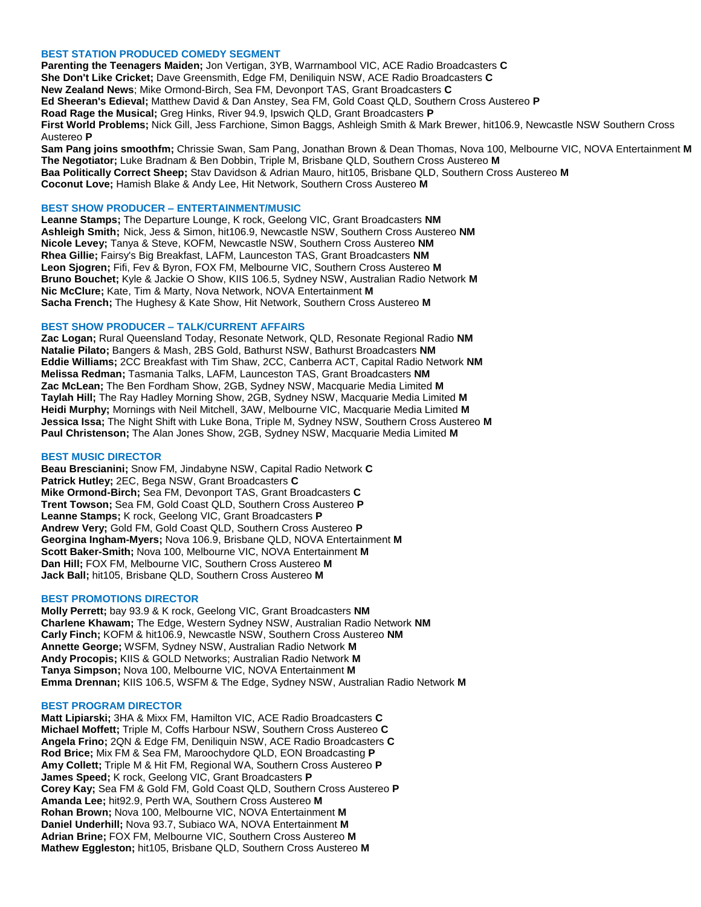### BEST STATION PRODUCED COMEDY SEGMENT

**Parenting the Teenagers Maiden;** Jon Vertigan, 3YB, Warrnambool VIC, ACE Radio Broadcasters **C**
**She Don't Like Cricket;** Dave Greensmith, Edge FM, Deniliquin NSW, ACE Radio Broadcasters **C**
**New Zealand News**; Mike Ormond-Birch, Sea FM, Devonport TAS, Grant Broadcasters **C**
**Ed Sheeran's Edieval;** Matthew David & Dan Anstey, Sea FM, Gold Coast QLD, Southern Cross Austereo **P**
**Road Rage the Musical;** Greg Hinks, River 94.9, Ipswich QLD, Grant Broadcasters **P**
**First World Problems;** Nick Gill, Jess Farchione, Simon Baggs, Ashleigh Smith & Mark Brewer, hit106.9, Newcastle NSW Southern Cross Austereo **P**
**Sam Pang joins smoothfm;** Chrissie Swan, Sam Pang, Jonathan Brown & Dean Thomas, Nova 100, Melbourne VIC, NOVA Entertainment **M**
**The Negotiator;** Luke Bradnam & Ben Dobbin, Triple M, Brisbane QLD, Southern Cross Austereo **M**
**Baa Politically Correct Sheep;** Stav Davidson & Adrian Mauro, hit105, Brisbane QLD, Southern Cross Austereo **M**
**Coconut Love;** Hamish Blake & Andy Lee, Hit Network, Southern Cross Austereo **M**

### BEST SHOW PRODUCER – ENTERTAINMENT/MUSIC

**Leanne Stamps;** The Departure Lounge, K rock, Geelong VIC, Grant Broadcasters **NM**
**Ashleigh Smith;** Nick, Jess & Simon, hit106.9, Newcastle NSW, Southern Cross Austereo **NM**
**Nicole Levey;** Tanya & Steve, KOFM, Newcastle NSW, Southern Cross Austereo **NM**
**Rhea Gillie;** Fairsy's Big Breakfast, LAFM, Launceston TAS, Grant Broadcasters **NM**
**Leon Sjogren;** Fifi, Fev & Byron, FOX FM, Melbourne VIC, Southern Cross Austereo **M**
**Bruno Bouchet;** Kyle & Jackie O Show, KIIS 106.5, Sydney NSW, Australian Radio Network **M**
**Nic McClure;** Kate, Tim & Marty, Nova Network, NOVA Entertainment **M**
**Sacha French;** The Hughesy & Kate Show, Hit Network, Southern Cross Austereo **M**

### BEST SHOW PRODUCER – TALK/CURRENT AFFAIRS

**Zac Logan;** Rural Queensland Today, Resonate Network, QLD, Resonate Regional Radio **NM**
**Natalie Pilato;** Bangers & Mash, 2BS Gold, Bathurst NSW, Bathurst Broadcasters **NM**
**Eddie Williams;** 2CC Breakfast with Tim Shaw, 2CC, Canberra ACT, Capital Radio Network **NM**
**Melissa Redman;** Tasmania Talks, LAFM, Launceston TAS, Grant Broadcasters **NM**
**Zac McLean;** The Ben Fordham Show, 2GB, Sydney NSW, Macquarie Media Limited **M**
**Taylah Hill;** The Ray Hadley Morning Show, 2GB, Sydney NSW, Macquarie Media Limited **M**
**Heidi Murphy;** Mornings with Neil Mitchell, 3AW, Melbourne VIC, Macquarie Media Limited **M**
**Jessica Issa;** The Night Shift with Luke Bona, Triple M, Sydney NSW, Southern Cross Austereo **M**
**Paul Christenson;** The Alan Jones Show, 2GB, Sydney NSW, Macquarie Media Limited **M**

### BEST MUSIC DIRECTOR

**Beau Brescianini;** Snow FM, Jindabyne NSW, Capital Radio Network **C**
**Patrick Hutley;** 2EC, Bega NSW, Grant Broadcasters **C**
**Mike Ormond-Birch;** Sea FM, Devonport TAS, Grant Broadcasters **C**
**Trent Towson;** Sea FM, Gold Coast QLD, Southern Cross Austereo **P**
**Leanne Stamps;** K rock, Geelong VIC, Grant Broadcasters **P**
**Andrew Very;** Gold FM, Gold Coast QLD, Southern Cross Austereo **P**
**Georgina Ingham-Myers;** Nova 106.9, Brisbane QLD, NOVA Entertainment **M**
**Scott Baker-Smith;** Nova 100, Melbourne VIC, NOVA Entertainment **M**
**Dan Hill;** FOX FM, Melbourne VIC, Southern Cross Austereo **M**
**Jack Ball;** hit105, Brisbane QLD, Southern Cross Austereo **M**

### BEST PROMOTIONS DIRECTOR

**Molly Perrett;** bay 93.9 & K rock, Geelong VIC, Grant Broadcasters **NM**
**Charlene Khawam;** The Edge, Western Sydney NSW, Australian Radio Network **NM**
**Carly Finch;** KOFM & hit106.9, Newcastle NSW, Southern Cross Austereo **NM**
**Annette George;** WSFM, Sydney NSW, Australian Radio Network **M**
**Andy Procopis;** KIIS & GOLD Networks; Australian Radio Network **M**
**Tanya Simpson;** Nova 100, Melbourne VIC, NOVA Entertainment **M**
**Emma Drennan;** KIIS 106.5, WSFM & The Edge, Sydney NSW, Australian Radio Network **M**

### BEST PROGRAM DIRECTOR

**Matt Lipiarski;** 3HA & Mixx FM, Hamilton VIC, ACE Radio Broadcasters **C**
**Michael Moffett;** Triple M, Coffs Harbour NSW, Southern Cross Austereo **C**
**Angela Frino;** 2QN & Edge FM, Deniliquin NSW, ACE Radio Broadcasters **C**
**Rod Brice;** Mix FM & Sea FM, Maroochydore QLD, EON Broadcasting **P**
**Amy Collett;** Triple M & Hit FM, Regional WA, Southern Cross Austereo **P**
**James Speed;** K rock, Geelong VIC, Grant Broadcasters **P**
**Corey Kay;** Sea FM & Gold FM, Gold Coast QLD, Southern Cross Austereo **P**
**Amanda Lee;** hit92.9, Perth WA, Southern Cross Austereo **M**
**Rohan Brown;** Nova 100, Melbourne VIC, NOVA Entertainment **M**
**Daniel Underhill;** Nova 93.7, Subiaco WA, NOVA Entertainment **M**
**Adrian Brine;** FOX FM, Melbourne VIC, Southern Cross Austereo **M**
**Mathew Eggleston;** hit105, Brisbane QLD, Southern Cross Austereo **M**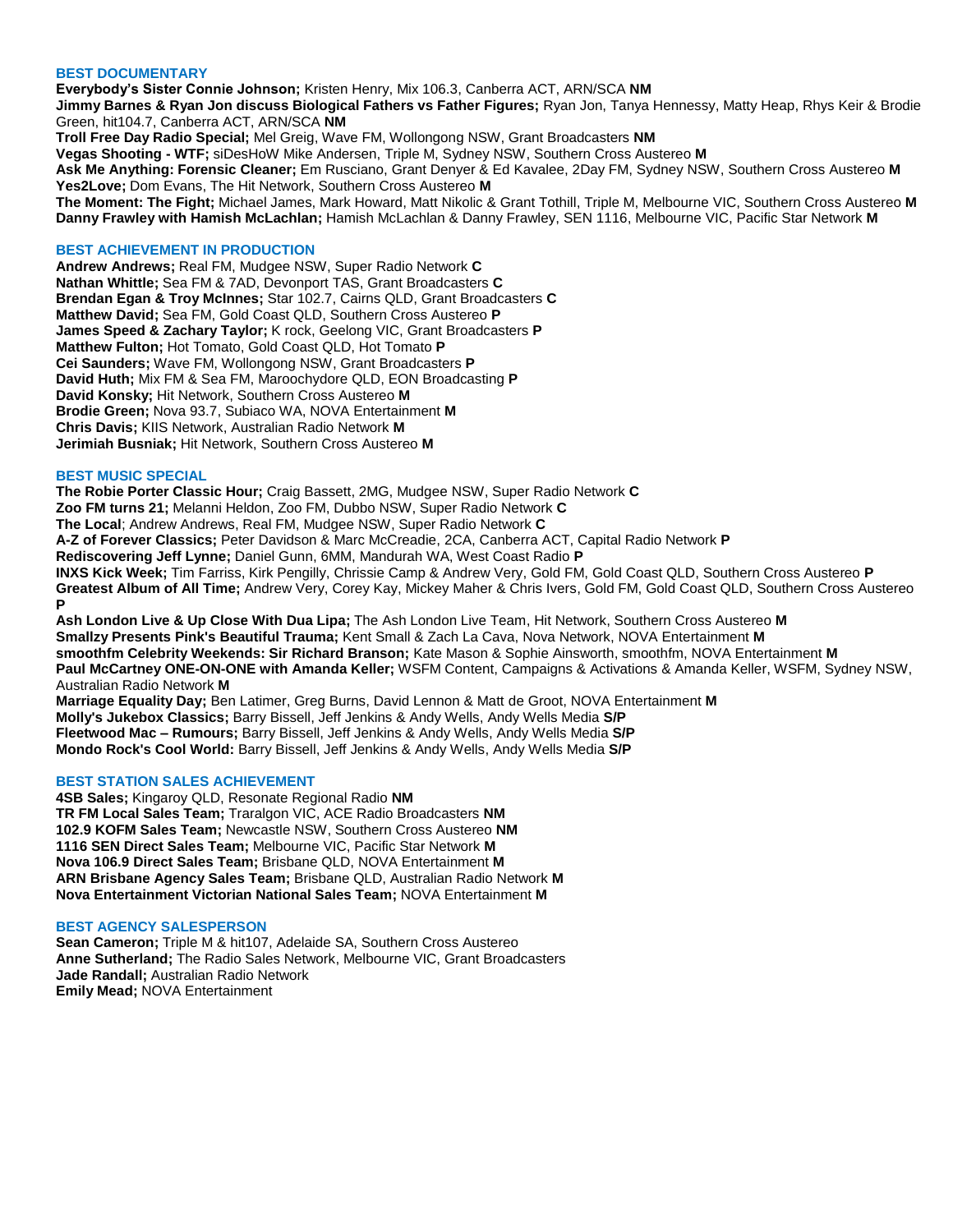## BEST DOCUMENTARY

**Everybody's Sister Connie Johnson;** Kristen Henry, Mix 106.3, Canberra ACT, ARN/SCA **NM**
**Jimmy Barnes & Ryan Jon discuss Biological Fathers vs Father Figures;** Ryan Jon, Tanya Hennessy, Matty Heap, Rhys Keir & Brodie Green, hit104.7, Canberra ACT, ARN/SCA **NM**
**Troll Free Day Radio Special;** Mel Greig, Wave FM, Wollongong NSW, Grant Broadcasters **NM**
**Vegas Shooting - WTF;** siDesHoW Mike Andersen, Triple M, Sydney NSW, Southern Cross Austereo **M**
**Ask Me Anything: Forensic Cleaner;** Em Rusciano, Grant Denyer & Ed Kavalee, 2Day FM, Sydney NSW, Southern Cross Austereo **M**
**Yes2Love;** Dom Evans, The Hit Network, Southern Cross Austereo **M**
**The Moment: The Fight;** Michael James, Mark Howard, Matt Nikolic & Grant Tothill, Triple M, Melbourne VIC, Southern Cross Austereo **M**
**Danny Frawley with Hamish McLachlan;** Hamish McLachlan & Danny Frawley, SEN 1116, Melbourne VIC, Pacific Star Network **M**

## BEST ACHIEVEMENT IN PRODUCTION

**Andrew Andrews;** Real FM, Mudgee NSW, Super Radio Network **C**
**Nathan Whittle;** Sea FM & 7AD, Devonport TAS, Grant Broadcasters **C**
**Brendan Egan & Troy McInnes;** Star 102.7, Cairns QLD, Grant Broadcasters **C**
**Matthew David;** Sea FM, Gold Coast QLD, Southern Cross Austereo **P**
**James Speed & Zachary Taylor;** K rock, Geelong VIC, Grant Broadcasters **P**
**Matthew Fulton;** Hot Tomato, Gold Coast QLD, Hot Tomato **P**
**Cei Saunders;** Wave FM, Wollongong NSW, Grant Broadcasters **P**
**David Huth;** Mix FM & Sea FM, Maroochydore QLD, EON Broadcasting **P**
**David Konsky;** Hit Network, Southern Cross Austereo **M**
**Brodie Green;** Nova 93.7, Subiaco WA, NOVA Entertainment **M**
**Chris Davis;** KIIS Network, Australian Radio Network **M**
**Jerimiah Busniak;** Hit Network, Southern Cross Austereo **M**

## BEST MUSIC SPECIAL

**The Robie Porter Classic Hour;** Craig Bassett, 2MG, Mudgee NSW, Super Radio Network **C**
**Zoo FM turns 21;** Melanni Heldon, Zoo FM, Dubbo NSW, Super Radio Network **C**
**The Local**; Andrew Andrews, Real FM, Mudgee NSW, Super Radio Network **C**
**A-Z of Forever Classics;** Peter Davidson & Marc McCreadie, 2CA, Canberra ACT, Capital Radio Network **P**
**Rediscovering Jeff Lynne;** Daniel Gunn, 6MM, Mandurah WA, West Coast Radio **P**
**INXS Kick Week;** Tim Farriss, Kirk Pengilly, Chrissie Camp & Andrew Very, Gold FM, Gold Coast QLD, Southern Cross Austereo **P**
**Greatest Album of All Time;** Andrew Very, Corey Kay, Mickey Maher & Chris Ivers, Gold FM, Gold Coast QLD, Southern Cross Austereo **P**
**Ash London Live & Up Close With Dua Lipa;** The Ash London Live Team, Hit Network, Southern Cross Austereo **M**
**Smallzy Presents Pink's Beautiful Trauma;** Kent Small & Zach La Cava, Nova Network, NOVA Entertainment **M**
**smoothfm Celebrity Weekends: Sir Richard Branson;** Kate Mason & Sophie Ainsworth, smoothfm, NOVA Entertainment **M**
**Paul McCartney ONE-ON-ONE with Amanda Keller;** WSFM Content, Campaigns & Activations & Amanda Keller, WSFM, Sydney NSW, Australian Radio Network **M**
**Marriage Equality Day;** Ben Latimer, Greg Burns, David Lennon & Matt de Groot, NOVA Entertainment **M**
**Molly's Jukebox Classics;** Barry Bissell, Jeff Jenkins & Andy Wells, Andy Wells Media **S/P**
**Fleetwood Mac – Rumours;** Barry Bissell, Jeff Jenkins & Andy Wells, Andy Wells Media **S/P**
**Mondo Rock's Cool World:** Barry Bissell, Jeff Jenkins & Andy Wells, Andy Wells Media **S/P**

## BEST STATION SALES ACHIEVEMENT

**4SB Sales;** Kingaroy QLD, Resonate Regional Radio **NM**
**TR FM Local Sales Team;** Traralgon VIC, ACE Radio Broadcasters **NM**
**102.9 KOFM Sales Team;** Newcastle NSW, Southern Cross Austereo **NM**
**1116 SEN Direct Sales Team;** Melbourne VIC, Pacific Star Network **M**
**Nova 106.9 Direct Sales Team;** Brisbane QLD, NOVA Entertainment **M**
**ARN Brisbane Agency Sales Team;** Brisbane QLD, Australian Radio Network **M**
**Nova Entertainment Victorian National Sales Team;** NOVA Entertainment **M**

## BEST AGENCY SALESPERSON

**Sean Cameron;** Triple M & hit107, Adelaide SA, Southern Cross Austereo
**Anne Sutherland;** The Radio Sales Network, Melbourne VIC, Grant Broadcasters
**Jade Randall;** Australian Radio Network
**Emily Mead;** NOVA Entertainment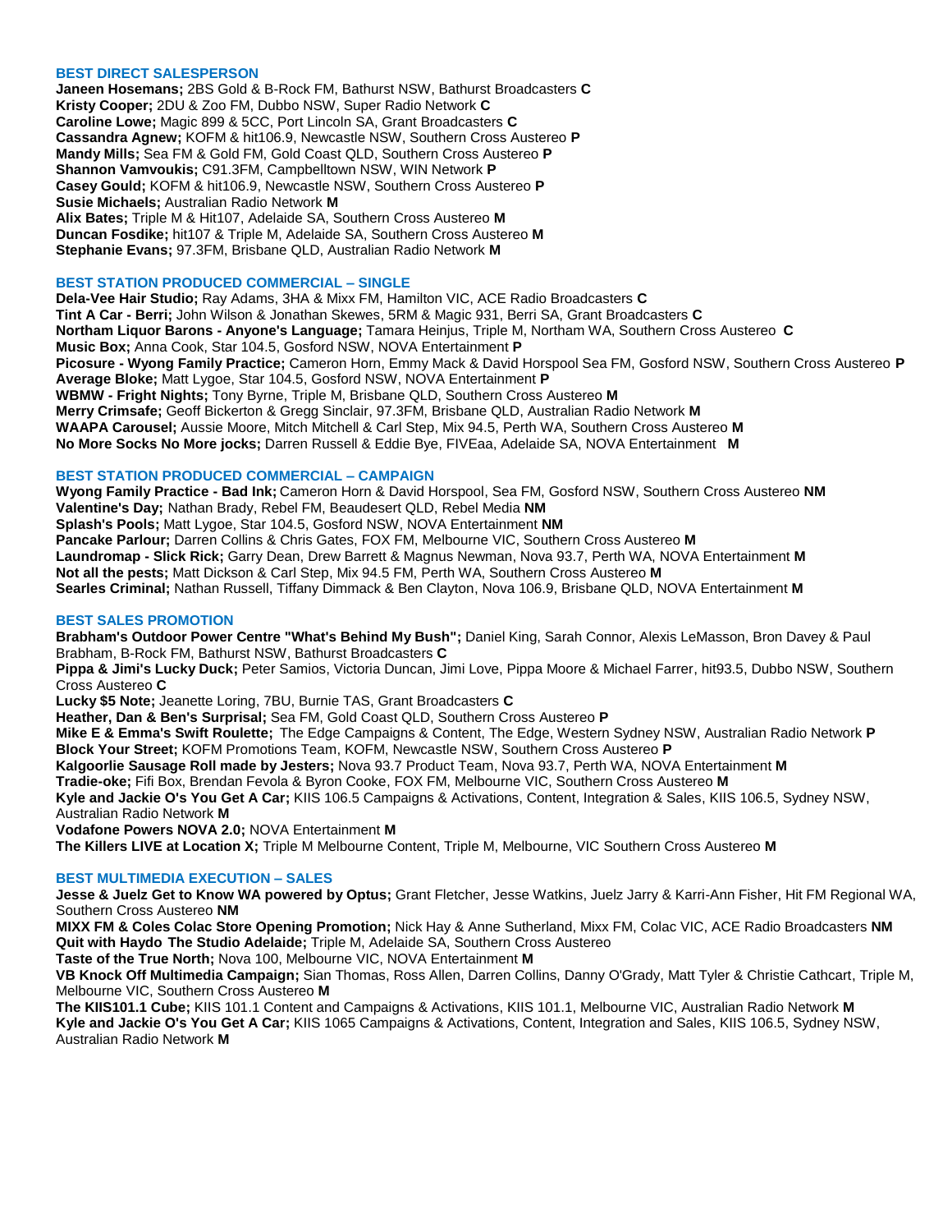### BEST DIRECT SALESPERSON

**Janeen Hosemans;** 2BS Gold & B-Rock FM, Bathurst NSW, Bathurst Broadcasters **C**
**Kristy Cooper;** 2DU & Zoo FM, Dubbo NSW, Super Radio Network **C**
**Caroline Lowe;** Magic 899 & 5CC, Port Lincoln SA, Grant Broadcasters **C**
**Cassandra Agnew;** KOFM & hit106.9, Newcastle NSW, Southern Cross Austereo **P**
**Mandy Mills;** Sea FM & Gold FM, Gold Coast QLD, Southern Cross Austereo **P**
**Shannon Vamvoukis;** C91.3FM, Campbelltown NSW, WIN Network **P**
**Casey Gould;** KOFM & hit106.9, Newcastle NSW, Southern Cross Austereo **P**
**Susie Michaels;** Australian Radio Network **M**
**Alix Bates;** Triple M & Hit107, Adelaide SA, Southern Cross Austereo **M**
**Duncan Fosdike;** hit107 & Triple M, Adelaide SA, Southern Cross Austereo **M**
**Stephanie Evans;** 97.3FM, Brisbane QLD, Australian Radio Network **M**

### BEST STATION PRODUCED COMMERCIAL – SINGLE

**Dela-Vee Hair Studio;** Ray Adams, 3HA & Mixx FM, Hamilton VIC, ACE Radio Broadcasters **C**
**Tint A Car - Berri;** John Wilson & Jonathan Skewes, 5RM & Magic 931, Berri SA, Grant Broadcasters **C**
**Northam Liquor Barons - Anyone's Language;** Tamara Heinjus, Triple M, Northam WA, Southern Cross Austereo **C**
**Music Box;** Anna Cook, Star 104.5, Gosford NSW, NOVA Entertainment **P**
**Picosure - Wyong Family Practice;** Cameron Horn, Emmy Mack & David Horspool Sea FM, Gosford NSW, Southern Cross Austereo **P**
**Average Bloke;** Matt Lygoe, Star 104.5, Gosford NSW, NOVA Entertainment **P**
**WBMW - Fright Nights;** Tony Byrne, Triple M, Brisbane QLD, Southern Cross Austereo **M**
**Merry Crimsafe;** Geoff Bickerton & Gregg Sinclair, 97.3FM, Brisbane QLD, Australian Radio Network **M**
**WAAPA Carousel;** Aussie Moore, Mitch Mitchell & Carl Step, Mix 94.5, Perth WA, Southern Cross Austereo **M**
**No More Socks No More jocks;** Darren Russell & Eddie Bye, FIVEaa, Adelaide SA, NOVA Entertainment **M**

### BEST STATION PRODUCED COMMERCIAL – CAMPAIGN

**Wyong Family Practice - Bad Ink;** Cameron Horn & David Horspool, Sea FM, Gosford NSW, Southern Cross Austereo **NM**
**Valentine's Day;** Nathan Brady, Rebel FM, Beaudesert QLD, Rebel Media **NM**
**Splash's Pools;** Matt Lygoe, Star 104.5, Gosford NSW, NOVA Entertainment **NM**
**Pancake Parlour;** Darren Collins & Chris Gates, FOX FM, Melbourne VIC, Southern Cross Austereo **M**
**Laundromap - Slick Rick;** Garry Dean, Drew Barrett & Magnus Newman, Nova 93.7, Perth WA, NOVA Entertainment **M**
**Not all the pests;** Matt Dickson & Carl Step, Mix 94.5 FM, Perth WA, Southern Cross Austereo **M**
**Searles Criminal;** Nathan Russell, Tiffany Dimmack & Ben Clayton, Nova 106.9, Brisbane QLD, NOVA Entertainment **M**

### BEST SALES PROMOTION

**Brabham's Outdoor Power Centre "What's Behind My Bush";** Daniel King, Sarah Connor, Alexis LeMasson, Bron Davey & Paul Brabham, B-Rock FM, Bathurst NSW, Bathurst Broadcasters **C**
**Pippa & Jimi's Lucky Duck;** Peter Samios, Victoria Duncan, Jimi Love, Pippa Moore & Michael Farrer, hit93.5, Dubbo NSW, Southern Cross Austereo **C**
**Lucky $5 Note;** Jeanette Loring, 7BU, Burnie TAS, Grant Broadcasters **C**
**Heather, Dan & Ben's Surprisal;** Sea FM, Gold Coast QLD, Southern Cross Austereo **P**
**Mike E & Emma's Swift Roulette;** The Edge Campaigns & Content, The Edge, Western Sydney NSW, Australian Radio Network **P**
**Block Your Street;** KOFM Promotions Team, KOFM, Newcastle NSW, Southern Cross Austereo **P**
**Kalgoorlie Sausage Roll made by Jesters;** Nova 93.7 Product Team, Nova 93.7, Perth WA, NOVA Entertainment **M**
**Tradie-oke;** Fifi Box, Brendan Fevola & Byron Cooke, FOX FM, Melbourne VIC, Southern Cross Austereo **M**
**Kyle and Jackie O's You Get A Car;** KIIS 106.5 Campaigns & Activations, Content, Integration & Sales, KIIS 106.5, Sydney NSW, Australian Radio Network **M**
**Vodafone Powers NOVA 2.0;** NOVA Entertainment **M**
**The Killers LIVE at Location X;** Triple M Melbourne Content, Triple M, Melbourne, VIC Southern Cross Austereo **M**

### BEST MULTIMEDIA EXECUTION – SALES

**Jesse & Juelz Get to Know WA powered by Optus;** Grant Fletcher, Jesse Watkins, Juelz Jarry & Karri-Ann Fisher, Hit FM Regional WA, Southern Cross Austereo **NM**
**MIXX FM & Coles Colac Store Opening Promotion;** Nick Hay & Anne Sutherland, Mixx FM, Colac VIC, ACE Radio Broadcasters **NM**
**Quit with Haydo The Studio Adelaide;** Triple M, Adelaide SA, Southern Cross Austereo
**Taste of the True North;** Nova 100, Melbourne VIC, NOVA Entertainment **M**
**VB Knock Off Multimedia Campaign;** Sian Thomas, Ross Allen, Darren Collins, Danny O'Grady, Matt Tyler & Christie Cathcart, Triple M, Melbourne VIC, Southern Cross Austereo **M**
**The KIIS101.1 Cube;** KIIS 101.1 Content and Campaigns & Activations, KIIS 101.1, Melbourne VIC, Australian Radio Network **M**
**Kyle and Jackie O's You Get A Car;** KIIS 1065 Campaigns & Activations, Content, Integration and Sales, KIIS 106.5, Sydney NSW, Australian Radio Network **M**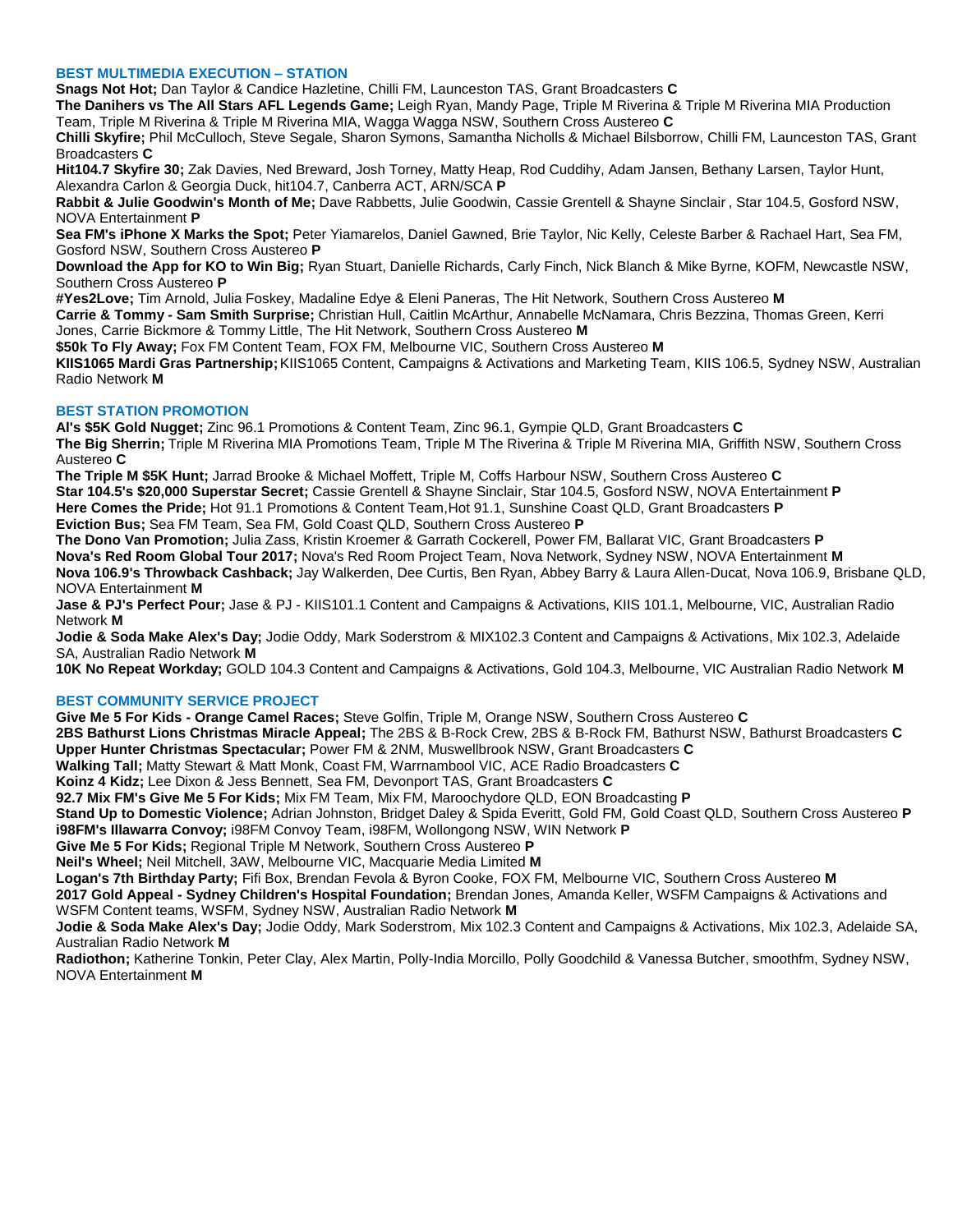## BEST MULTIMEDIA EXECUTION – STATION

**Snags Not Hot;** Dan Taylor & Candice Hazletine, Chilli FM, Launceston TAS, Grant Broadcasters **C**

**The Danihers vs The All Stars AFL Legends Game;** Leigh Ryan, Mandy Page, Triple M Riverina & Triple M Riverina MIA Production Team, Triple M Riverina & Triple M Riverina MIA, Wagga Wagga NSW, Southern Cross Austereo **C**

**Chilli Skyfire;** Phil McCulloch, Steve Segale, Sharon Symons, Samantha Nicholls & Michael Bilsborrow, Chilli FM, Launceston TAS, Grant Broadcasters **C**

**Hit104.7 Skyfire 30;** Zak Davies, Ned Breward, Josh Torney, Matty Heap, Rod Cuddihy, Adam Jansen, Bethany Larsen, Taylor Hunt, Alexandra Carlon & Georgia Duck, hit104.7, Canberra ACT, ARN/SCA **P**

**Rabbit & Julie Goodwin's Month of Me;** Dave Rabbetts, Julie Goodwin, Cassie Grentell & Shayne Sinclair , Star 104.5, Gosford NSW, NOVA Entertainment **P**

**Sea FM's iPhone X Marks the Spot;** Peter Yiamarelos, Daniel Gawned, Brie Taylor, Nic Kelly, Celeste Barber & Rachael Hart, Sea FM, Gosford NSW, Southern Cross Austereo **P**

**Download the App for KO to Win Big;** Ryan Stuart, Danielle Richards, Carly Finch, Nick Blanch & Mike Byrne, KOFM, Newcastle NSW, Southern Cross Austereo **P**

**#Yes2Love;** Tim Arnold, Julia Foskey, Madaline Edye & Eleni Paneras, The Hit Network, Southern Cross Austereo **M**

**Carrie & Tommy - Sam Smith Surprise;** Christian Hull, Caitlin McArthur, Annabelle McNamara, Chris Bezzina, Thomas Green, Kerri Jones, Carrie Bickmore & Tommy Little, The Hit Network, Southern Cross Austereo **M**

**$50k To Fly Away;** Fox FM Content Team, FOX FM, Melbourne VIC, Southern Cross Austereo **M**

**KIIS1065 Mardi Gras Partnership;** KIIS1065 Content, Campaigns & Activations and Marketing Team, KIIS 106.5, Sydney NSW, Australian Radio Network **M**

## BEST STATION PROMOTION

**Al's $5K Gold Nugget;** Zinc 96.1 Promotions & Content Team, Zinc 96.1, Gympie QLD, Grant Broadcasters **C**

**The Big Sherrin;** Triple M Riverina MIA Promotions Team, Triple M The Riverina & Triple M Riverina MIA, Griffith NSW, Southern Cross Austereo **C**

**The Triple M $5K Hunt;** Jarrad Brooke & Michael Moffett, Triple M, Coffs Harbour NSW, Southern Cross Austereo **C**

**Star 104.5's $20,000 Superstar Secret;** Cassie Grentell & Shayne Sinclair, Star 104.5, Gosford NSW, NOVA Entertainment **P**

**Here Comes the Pride;** Hot 91.1 Promotions & Content Team,Hot 91.1, Sunshine Coast QLD, Grant Broadcasters **P**

**Eviction Bus;** Sea FM Team, Sea FM, Gold Coast QLD, Southern Cross Austereo **P**

**The Dono Van Promotion;** Julia Zass, Kristin Kroemer & Garrath Cockerell, Power FM, Ballarat VIC, Grant Broadcasters **P**

**Nova's Red Room Global Tour 2017;** Nova's Red Room Project Team, Nova Network, Sydney NSW, NOVA Entertainment **M**

**Nova 106.9's Throwback Cashback;** Jay Walkerden, Dee Curtis, Ben Ryan, Abbey Barry & Laura Allen-Ducat, Nova 106.9, Brisbane QLD, NOVA Entertainment **M**

**Jase & PJ's Perfect Pour;** Jase & PJ - KIIS101.1 Content and Campaigns & Activations, KIIS 101.1, Melbourne, VIC, Australian Radio Network **M**

**Jodie & Soda Make Alex's Day;** Jodie Oddy, Mark Soderstrom & MIX102.3 Content and Campaigns & Activations, Mix 102.3, Adelaide SA, Australian Radio Network **M**

**10K No Repeat Workday;** GOLD 104.3 Content and Campaigns & Activations, Gold 104.3, Melbourne, VIC Australian Radio Network **M**

## BEST COMMUNITY SERVICE PROJECT

**Give Me 5 For Kids - Orange Camel Races;** Steve Golfin, Triple M, Orange NSW, Southern Cross Austereo **C**

**2BS Bathurst Lions Christmas Miracle Appeal;** The 2BS & B-Rock Crew, 2BS & B-Rock FM, Bathurst NSW, Bathurst Broadcasters **C**

**Upper Hunter Christmas Spectacular;** Power FM & 2NM, Muswellbrook NSW, Grant Broadcasters **C**

**Walking Tall;** Matty Stewart & Matt Monk, Coast FM, Warrnambool VIC, ACE Radio Broadcasters **C**

**Koinz 4 Kidz;** Lee Dixon & Jess Bennett, Sea FM, Devonport TAS, Grant Broadcasters **C**

**92.7 Mix FM's Give Me 5 For Kids;** Mix FM Team, Mix FM, Maroochydore QLD, EON Broadcasting **P**

**Stand Up to Domestic Violence;** Adrian Johnston, Bridget Daley & Spida Everitt, Gold FM, Gold Coast QLD, Southern Cross Austereo **P**

**i98FM's Illawarra Convoy;** i98FM Convoy Team, i98FM, Wollongong NSW, WIN Network **P**

**Give Me 5 For Kids;** Regional Triple M Network, Southern Cross Austereo **P**

**Neil's Wheel;** Neil Mitchell, 3AW, Melbourne VIC, Macquarie Media Limited **M**

**Logan's 7th Birthday Party;** Fifi Box, Brendan Fevola & Byron Cooke, FOX FM, Melbourne VIC, Southern Cross Austereo **M**

**2017 Gold Appeal - Sydney Children's Hospital Foundation;** Brendan Jones, Amanda Keller, WSFM Campaigns & Activations and WSFM Content teams, WSFM, Sydney NSW, Australian Radio Network **M**

**Jodie & Soda Make Alex's Day;** Jodie Oddy, Mark Soderstrom, Mix 102.3 Content and Campaigns & Activations, Mix 102.3, Adelaide SA, Australian Radio Network **M**

**Radiothon;** Katherine Tonkin, Peter Clay, Alex Martin, Polly-India Morcillo, Polly Goodchild & Vanessa Butcher, smoothfm, Sydney NSW, NOVA Entertainment **M**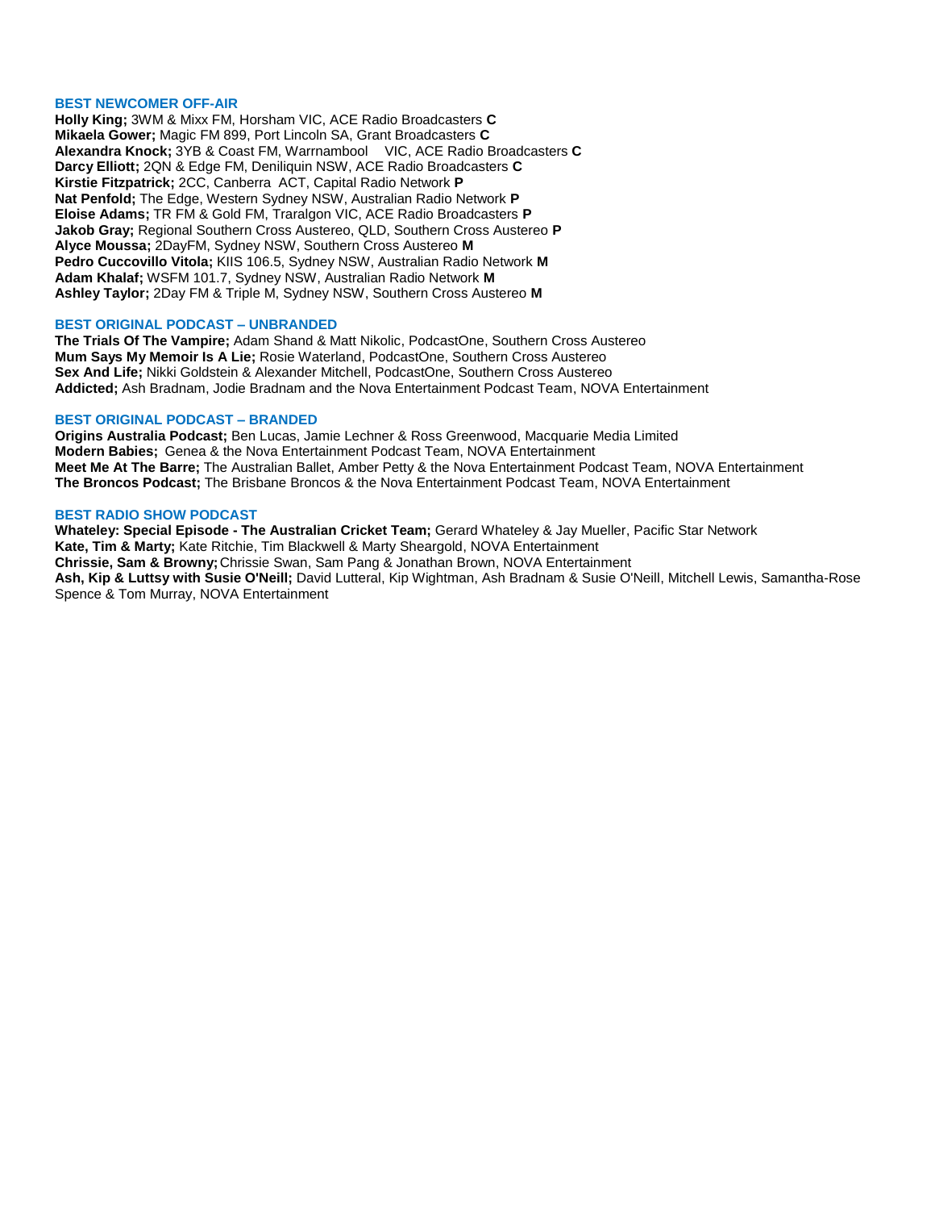### BEST NEWCOMER OFF-AIR

**Holly King;** 3WM & Mixx FM, Horsham VIC, ACE Radio Broadcasters **C**
**Mikaela Gower;** Magic FM 899, Port Lincoln SA, Grant Broadcasters **C**
**Alexandra Knock;** 3YB & Coast FM, Warrnambool VIC, ACE Radio Broadcasters **C**
**Darcy Elliott;** 2QN & Edge FM, Deniliquin NSW, ACE Radio Broadcasters **C**
**Kirstie Fitzpatrick;** 2CC, Canberra ACT, Capital Radio Network **P**
**Nat Penfold;** The Edge, Western Sydney NSW, Australian Radio Network **P**
**Eloise Adams;** TR FM & Gold FM, Traralgon VIC, ACE Radio Broadcasters **P**
**Jakob Gray;** Regional Southern Cross Austereo, QLD, Southern Cross Austereo **P**
**Alyce Moussa;** 2DayFM, Sydney NSW, Southern Cross Austereo **M**
**Pedro Cuccovillo Vitola;** KIIS 106.5, Sydney NSW, Australian Radio Network **M**
**Adam Khalaf;** WSFM 101.7, Sydney NSW, Australian Radio Network **M**
**Ashley Taylor;** 2Day FM & Triple M, Sydney NSW, Southern Cross Austereo **M**

### BEST ORIGINAL PODCAST – UNBRANDED

**The Trials Of The Vampire;** Adam Shand & Matt Nikolic, PodcastOne, Southern Cross Austereo
**Mum Says My Memoir Is A Lie;** Rosie Waterland, PodcastOne, Southern Cross Austereo
**Sex And Life;** Nikki Goldstein & Alexander Mitchell, PodcastOne, Southern Cross Austereo
**Addicted;** Ash Bradnam, Jodie Bradnam and the Nova Entertainment Podcast Team, NOVA Entertainment

### BEST ORIGINAL PODCAST – BRANDED

**Origins Australia Podcast;** Ben Lucas, Jamie Lechner & Ross Greenwood, Macquarie Media Limited
**Modern Babies;** Genea & the Nova Entertainment Podcast Team, NOVA Entertainment
**Meet Me At The Barre;** The Australian Ballet, Amber Petty & the Nova Entertainment Podcast Team, NOVA Entertainment
**The Broncos Podcast;** The Brisbane Broncos & the Nova Entertainment Podcast Team, NOVA Entertainment

### BEST RADIO SHOW PODCAST

**Whateley: Special Episode - The Australian Cricket Team;** Gerard Whateley & Jay Mueller, Pacific Star Network
**Kate, Tim & Marty;** Kate Ritchie, Tim Blackwell & Marty Sheargold, NOVA Entertainment
**Chrissie, Sam & Browny;** Chrissie Swan, Sam Pang & Jonathan Brown, NOVA Entertainment
**Ash, Kip & Luttsy with Susie O'Neill;** David Lutteral, Kip Wightman, Ash Bradnam & Susie O'Neill, Mitchell Lewis, Samantha-Rose Spence & Tom Murray, NOVA Entertainment